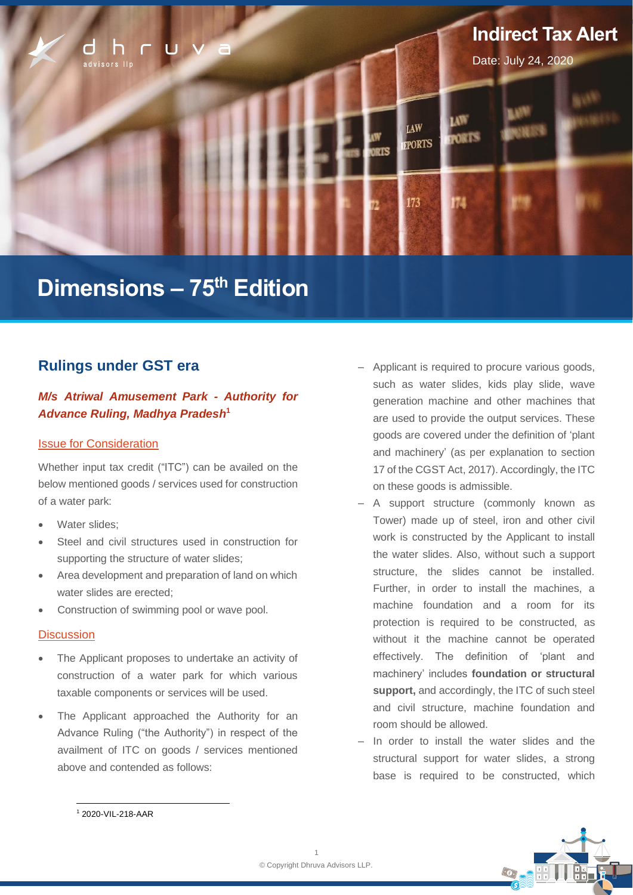# Indirect Tax Alert

Date: July 24, 2020

# Dimensions – 75th Edition

## Rulings under GST era

### *M/s Atriwal Amusement Park - Authority for Advance Ruling, Madhya Pradesh*[1]

Issue for Consideration

Whether input tax credit ("ITC") can be availed on the below mentioned goods / services used for construction of a water park:

- Water slides;
- Steel and civil structures used in construction for supporting the structure of water slides;
- Area development and preparation of land on which water slides are erected;
- Construction of swimming pool or wave pool.

Discussion

- The Applicant proposes to undertake an activity of construction of a water park for which various taxable components or services will be used.
- The Applicant approached the Authority for an Advance Ruling ("the Authority") in respect of the availment of ITC on goods / services mentioned above and contended as follows:
  - Applicant is required to procure various goods, such as water slides, kids play slide, wave generation machine and other machines that are used to provide the output services. These goods are covered under the definition of 'plant and machinery' (as per explanation to section 17 of the CGST Act, 2017). Accordingly, the ITC on these goods is admissible.
  - A support structure (commonly known as Tower) made up of steel, iron and other civil work is constructed by the Applicant to install the water slides. Also, without such a support structure, the slides cannot be installed. Further, in order to install the machines, a machine foundation and a room for its protection is required to be constructed, as without it the machine cannot be operated effectively. The definition of 'plant and machinery' includes **foundation or structural support,** and accordingly, the ITC of such steel and civil structure, machine foundation and room should be allowed.
  - In order to install the water slides and the structural support for water slides, a strong base is required to be constructed, which

[1] 2020-VIL-218-AAR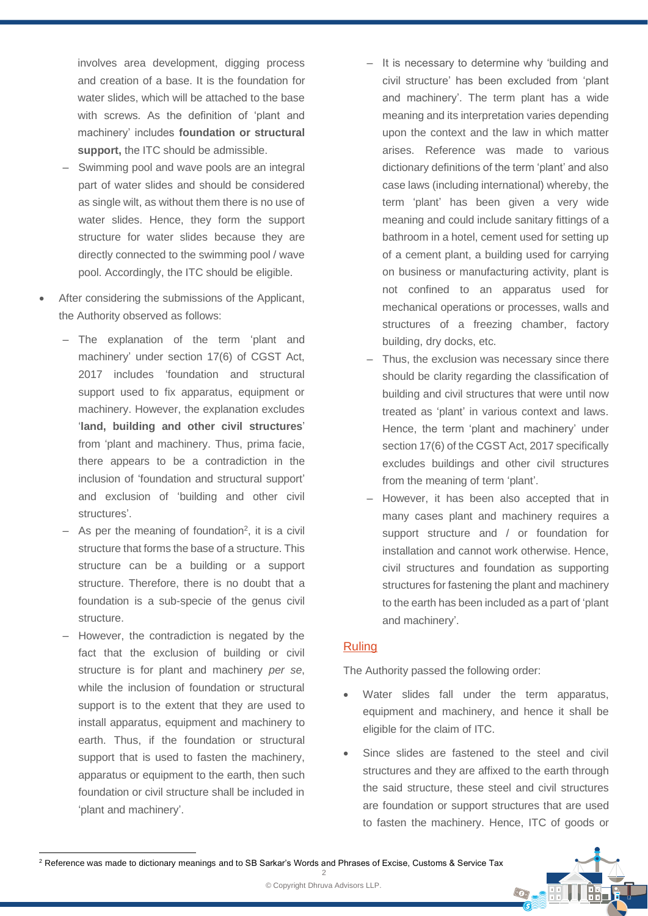involves area development, digging process and creation of a base. It is the foundation for water slides, which will be attached to the base with screws. As the definition of 'plant and machinery' includes **foundation or structural support,** the ITC should be admissible.

 – Swimming pool and wave pools are an integral part of water slides and should be considered as single wilt, as without them there is no use of water slides. Hence, they form the support structure for water slides because they are directly connected to the swimming pool / wave pool. Accordingly, the ITC should be eligible.

- After considering the submissions of the Applicant, the Authority observed as follows:
  - The explanation of the term 'plant and machinery' under section 17(6) of CGST Act, 2017 includes 'foundation and structural support used to fix apparatus, equipment or machinery. However, the explanation excludes '**land, building and other civil structures**' from 'plant and machinery. Thus, prima facie, there appears to be a contradiction in the inclusion of 'foundation and structural support' and exclusion of 'building and other civil structures'.
  - As per the meaning of foundation[2], it is a civil structure that forms the base of a structure. This structure can be a building or a support structure. Therefore, there is no doubt that a foundation is a sub-specie of the genus civil structure.
  - However, the contradiction is negated by the fact that the exclusion of building or civil structure is for plant and machinery *per se*, while the inclusion of foundation or structural support is to the extent that they are used to install apparatus, equipment and machinery to earth. Thus, if the foundation or structural support that is used to fasten the machinery, apparatus or equipment to the earth, then such foundation or civil structure shall be included in 'plant and machinery'.
  - It is necessary to determine why 'building and civil structure' has been excluded from 'plant and machinery'. The term plant has a wide meaning and its interpretation varies depending upon the context and the law in which matter arises. Reference was made to various dictionary definitions of the term 'plant' and also case laws (including international) whereby, the term 'plant' has been given a very wide meaning and could include sanitary fittings of a bathroom in a hotel, cement used for setting up of a cement plant, a building used for carrying on business or manufacturing activity, plant is not confined to an apparatus used for mechanical operations or processes, walls and structures of a freezing chamber, factory building, dry docks, etc.
  - Thus, the exclusion was necessary since there should be clarity regarding the classification of building and civil structures that were until now treated as 'plant' in various context and laws. Hence, the term 'plant and machinery' under section 17(6) of the CGST Act, 2017 specifically excludes buildings and other civil structures from the meaning of term 'plant'.
  - However, it has been also accepted that in many cases plant and machinery requires a support structure and / or foundation for installation and cannot work otherwise. Hence, civil structures and foundation as supporting structures for fastening the plant and machinery to the earth has been included as a part of 'plant and machinery'.

## Ruling

The Authority passed the following order:

- Water slides fall under the term apparatus, equipment and machinery, and hence it shall be eligible for the claim of ITC.
- Since slides are fastened to the steel and civil structures and they are affixed to the earth through the said structure, these steel and civil structures are foundation or support structures that are used to fasten the machinery. Hence, ITC of goods or

[2] Reference was made to dictionary meanings and to SB Sarkar's Words and Phrases of Excise, Customs & Service Tax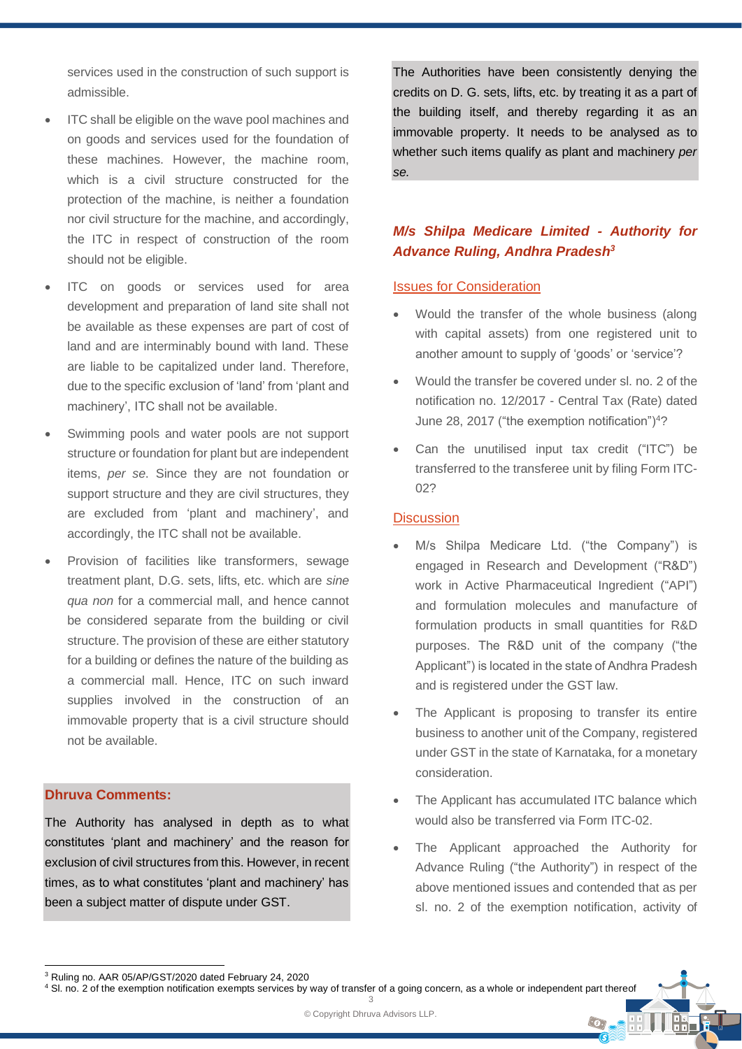services used in the construction of such support is admissible.

- ITC shall be eligible on the wave pool machines and on goods and services used for the foundation of these machines. However, the machine room, which is a civil structure constructed for the protection of the machine, is neither a foundation nor civil structure for the machine, and accordingly, the ITC in respect of construction of the room should not be eligible.
- ITC on goods or services used for area development and preparation of land site shall not be available as these expenses are part of cost of land and are interminably bound with land. These are liable to be capitalized under land. Therefore, due to the specific exclusion of 'land' from 'plant and machinery', ITC shall not be available.
- Swimming pools and water pools are not support structure or foundation for plant but are independent items, *per se*. Since they are not foundation or support structure and they are civil structures, they are excluded from 'plant and machinery', and accordingly, the ITC shall not be available.
- Provision of facilities like transformers, sewage treatment plant, D.G. sets, lifts, etc. which are *sine qua non* for a commercial mall, and hence cannot be considered separate from the building or civil structure. The provision of these are either statutory for a building or defines the nature of the building as a commercial mall. Hence, ITC on such inward supplies involved in the construction of an immovable property that is a civil structure should not be available.

**Dhruva Comments:**

The Authority has analysed in depth as to what constitutes 'plant and machinery' and the reason for exclusion of civil structures from this. However, in recent times, as to what constitutes 'plant and machinery' has been a subject matter of dispute under GST.

The Authorities have been consistently denying the credits on D. G. sets, lifts, etc. by treating it as a part of the building itself, and thereby regarding it as an immovable property. It needs to be analysed as to whether such items qualify as plant and machinery *per se.*

## *M/s Shilpa Medicare Limited - Authority for Advance Ruling, Andhra Pradesh*[3]

### Issues for Consideration

- Would the transfer of the whole business (along with capital assets) from one registered unit to another amount to supply of 'goods' or 'service'?
- Would the transfer be covered under sl. no. 2 of the notification no. 12/2017 - Central Tax (Rate) dated June 28, 2017 ("the exemption notification")[4]?
- Can the unutilised input tax credit ("ITC") be transferred to the transferee unit by filing Form ITC-02?

### Discussion

- M/s Shilpa Medicare Ltd. ("the Company") is engaged in Research and Development ("R&D") work in Active Pharmaceutical Ingredient ("API") and formulation molecules and manufacture of formulation products in small quantities for R&D purposes. The R&D unit of the company ("the Applicant") is located in the state of Andhra Pradesh and is registered under the GST law.
- The Applicant is proposing to transfer its entire business to another unit of the Company, registered under GST in the state of Karnataka, for a monetary consideration.
- The Applicant has accumulated ITC balance which would also be transferred via Form ITC-02.
- The Applicant approached the Authority for Advance Ruling ("the Authority") in respect of the above mentioned issues and contended that as per sl. no. 2 of the exemption notification, activity of

---

[3] Ruling no. AAR 05/AP/GST/2020 dated February 24, 2020

[4] Sl. no. 2 of the exemption notification exempts services by way of transfer of a going concern, as a whole or independent part thereof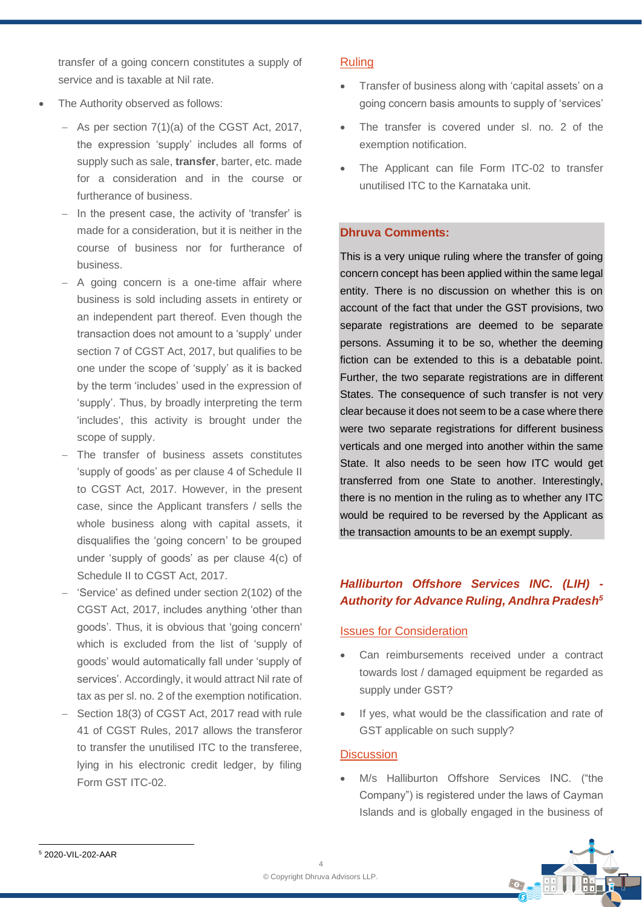transfer of a going concern constitutes a supply of service and is taxable at Nil rate.

- The Authority observed as follows:
  - As per section 7(1)(a) of the CGST Act, 2017, the expression 'supply' includes all forms of supply such as sale, **transfer**, barter, etc. made for a consideration and in the course or furtherance of business.
  - In the present case, the activity of 'transfer' is made for a consideration, but it is neither in the course of business nor for furtherance of business.
  - A going concern is a one-time affair where business is sold including assets in entirety or an independent part thereof. Even though the transaction does not amount to a 'supply' under section 7 of CGST Act, 2017, but qualifies to be one under the scope of 'supply' as it is backed by the term 'includes' used in the expression of 'supply'. Thus, by broadly interpreting the term 'includes', this activity is brought under the scope of supply.
  - The transfer of business assets constitutes 'supply of goods' as per clause 4 of Schedule II to CGST Act, 2017. However, in the present case, since the Applicant transfers / sells the whole business along with capital assets, it disqualifies the 'going concern' to be grouped under 'supply of goods' as per clause 4(c) of Schedule II to CGST Act, 2017.
  - 'Service' as defined under section 2(102) of the CGST Act, 2017, includes anything 'other than goods'. Thus, it is obvious that 'going concern' which is excluded from the list of 'supply of goods' would automatically fall under 'supply of services'. Accordingly, it would attract Nil rate of tax as per sl. no. 2 of the exemption notification.
  - Section 18(3) of CGST Act, 2017 read with rule 41 of CGST Rules, 2017 allows the transferor to transfer the unutilised ITC to the transferee, lying in his electronic credit ledger, by filing Form GST ITC-02.

## Ruling

- Transfer of business along with 'capital assets' on a going concern basis amounts to supply of 'services'
- The transfer is covered under sl. no. 2 of the exemption notification.
- The Applicant can file Form ITC-02 to transfer unutilised ITC to the Karnataka unit.

**Dhruva Comments:**

This is a very unique ruling where the transfer of going concern concept has been applied within the same legal entity. There is no discussion on whether this is on account of the fact that under the GST provisions, two separate registrations are deemed to be separate persons. Assuming it to be so, whether the deeming fiction can be extended to this is a debatable point. Further, the two separate registrations are in different States. The consequence of such transfer is not very clear because it does not seem to be a case where there were two separate registrations for different business verticals and one merged into another within the same State. It also needs to be seen how ITC would get transferred from one State to another. Interestingly, there is no mention in the ruling as to whether any ITC would be required to be reversed by the Applicant as the transaction amounts to be an exempt supply.

### *Halliburton Offshore Services INC. (LIH) - Authority for Advance Ruling, Andhra Pradesh*[5]

## Issues for Consideration

- Can reimbursements received under a contract towards lost / damaged equipment be regarded as supply under GST?
- If yes, what would be the classification and rate of GST applicable on such supply?

## Discussion

- M/s Halliburton Offshore Services INC. ("the Company") is registered under the laws of Cayman Islands and is globally engaged in the business of

[5] 2020-VIL-202-AAR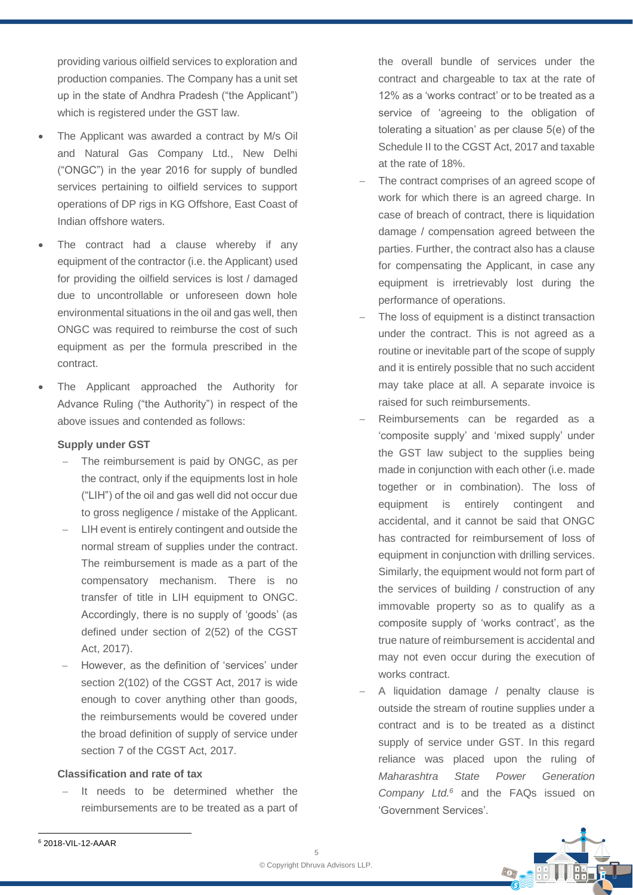providing various oilfield services to exploration and production companies. The Company has a unit set up in the state of Andhra Pradesh ("the Applicant") which is registered under the GST law.

- The Applicant was awarded a contract by M/s Oil and Natural Gas Company Ltd., New Delhi ("ONGC") in the year 2016 for supply of bundled services pertaining to oilfield services to support operations of DP rigs in KG Offshore, East Coast of Indian offshore waters.
- The contract had a clause whereby if any equipment of the contractor (i.e. the Applicant) used for providing the oilfield services is lost / damaged due to uncontrollable or unforeseen down hole environmental situations in the oil and gas well, then ONGC was required to reimburse the cost of such equipment as per the formula prescribed in the contract.
- The Applicant approached the Authority for Advance Ruling ("the Authority") in respect of the above issues and contended as follows:

**Supply under GST**

- The reimbursement is paid by ONGC, as per the contract, only if the equipments lost in hole ("LIH") of the oil and gas well did not occur due to gross negligence / mistake of the Applicant.
- LIH event is entirely contingent and outside the normal stream of supplies under the contract. The reimbursement is made as a part of the compensatory mechanism. There is no transfer of title in LIH equipment to ONGC. Accordingly, there is no supply of 'goods' (as defined under section of 2(52) of the CGST Act, 2017).
- However, as the definition of 'services' under section 2(102) of the CGST Act, 2017 is wide enough to cover anything other than goods, the reimbursements would be covered under the broad definition of supply of service under section 7 of the CGST Act, 2017.

**Classification and rate of tax**

- It needs to be determined whether the reimbursements are to be treated as a part of the overall bundle of services under the contract and chargeable to tax at the rate of 12% as a 'works contract' or to be treated as a service of 'agreeing to the obligation of tolerating a situation' as per clause 5(e) of the Schedule II to the CGST Act, 2017 and taxable at the rate of 18%.
- The contract comprises of an agreed scope of work for which there is an agreed charge. In case of breach of contract, there is liquidation damage / compensation agreed between the parties. Further, the contract also has a clause for compensating the Applicant, in case any equipment is irretrievably lost during the performance of operations.
- The loss of equipment is a distinct transaction under the contract. This is not agreed as a routine or inevitable part of the scope of supply and it is entirely possible that no such accident may take place at all. A separate invoice is raised for such reimbursements.
- Reimbursements can be regarded as a 'composite supply' and 'mixed supply' under the GST law subject to the supplies being made in conjunction with each other (i.e. made together or in combination). The loss of equipment is entirely contingent and accidental, and it cannot be said that ONGC has contracted for reimbursement of loss of equipment in conjunction with drilling services. Similarly, the equipment would not form part of the services of building / construction of any immovable property so as to qualify as a composite supply of 'works contract', as the true nature of reimbursement is accidental and may not even occur during the execution of works contract.
- A liquidation damage / penalty clause is outside the stream of routine supplies under a contract and is to be treated as a distinct supply of service under GST. In this regard reliance was placed upon the ruling of *Maharashtra State Power Generation Company Ltd.*[6] and the FAQs issued on 'Government Services'.

[6] 2018-VIL-12-AAAR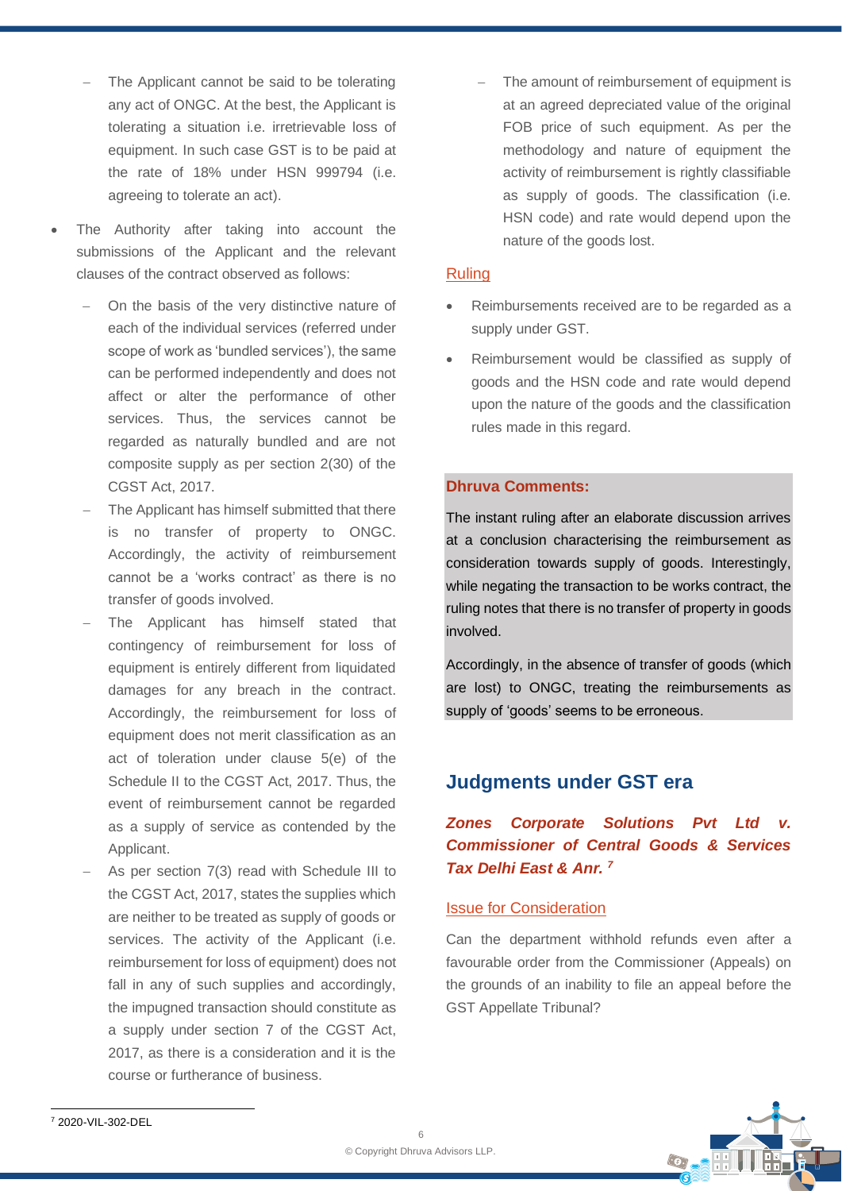- The Applicant cannot be said to be tolerating any act of ONGC. At the best, the Applicant is tolerating a situation i.e. irretrievable loss of equipment. In such case GST is to be paid at the rate of 18% under HSN 999794 (i.e. agreeing to tolerate an act).

- The Authority after taking into account the submissions of the Applicant and the relevant clauses of the contract observed as follows:
  - On the basis of the very distinctive nature of each of the individual services (referred under scope of work as 'bundled services'), the same can be performed independently and does not affect or alter the performance of other services. Thus, the services cannot be regarded as naturally bundled and are not composite supply as per section 2(30) of the CGST Act, 2017.
  - The Applicant has himself submitted that there is no transfer of property to ONGC. Accordingly, the activity of reimbursement cannot be a 'works contract' as there is no transfer of goods involved.
  - The Applicant has himself stated that contingency of reimbursement for loss of equipment is entirely different from liquidated damages for any breach in the contract. Accordingly, the reimbursement for loss of equipment does not merit classification as an act of toleration under clause 5(e) of the Schedule II to the CGST Act, 2017. Thus, the event of reimbursement cannot be regarded as a supply of service as contended by the Applicant.
  - As per section 7(3) read with Schedule III to the CGST Act, 2017, states the supplies which are neither to be treated as supply of goods or services. The activity of the Applicant (i.e. reimbursement for loss of equipment) does not fall in any of such supplies and accordingly, the impugned transaction should constitute as a supply under section 7 of the CGST Act, 2017, as there is a consideration and it is the course or furtherance of business.
  - The amount of reimbursement of equipment is at an agreed depreciated value of the original FOB price of such equipment. As per the methodology and nature of equipment the activity of reimbursement is rightly classifiable as supply of goods. The classification (i.e. HSN code) and rate would depend upon the nature of the goods lost.

### Ruling

- Reimbursements received are to be regarded as a supply under GST.
- Reimbursement would be classified as supply of goods and the HSN code and rate would depend upon the nature of the goods and the classification rules made in this regard.

**Dhruva Comments:**

The instant ruling after an elaborate discussion arrives at a conclusion characterising the reimbursement as consideration towards supply of goods. Interestingly, while negating the transaction to be works contract, the ruling notes that there is no transfer of property in goods involved.

Accordingly, in the absence of transfer of goods (which are lost) to ONGC, treating the reimbursements as supply of 'goods' seems to be erroneous.

## Judgments under GST era

### *Zones Corporate Solutions Pvt Ltd v. Commissioner of Central Goods & Services Tax Delhi East & Anr.* [7]

### Issue for Consideration

Can the department withhold refunds even after a favourable order from the Commissioner (Appeals) on the grounds of an inability to file an appeal before the GST Appellate Tribunal?

[7] 2020-VIL-302-DEL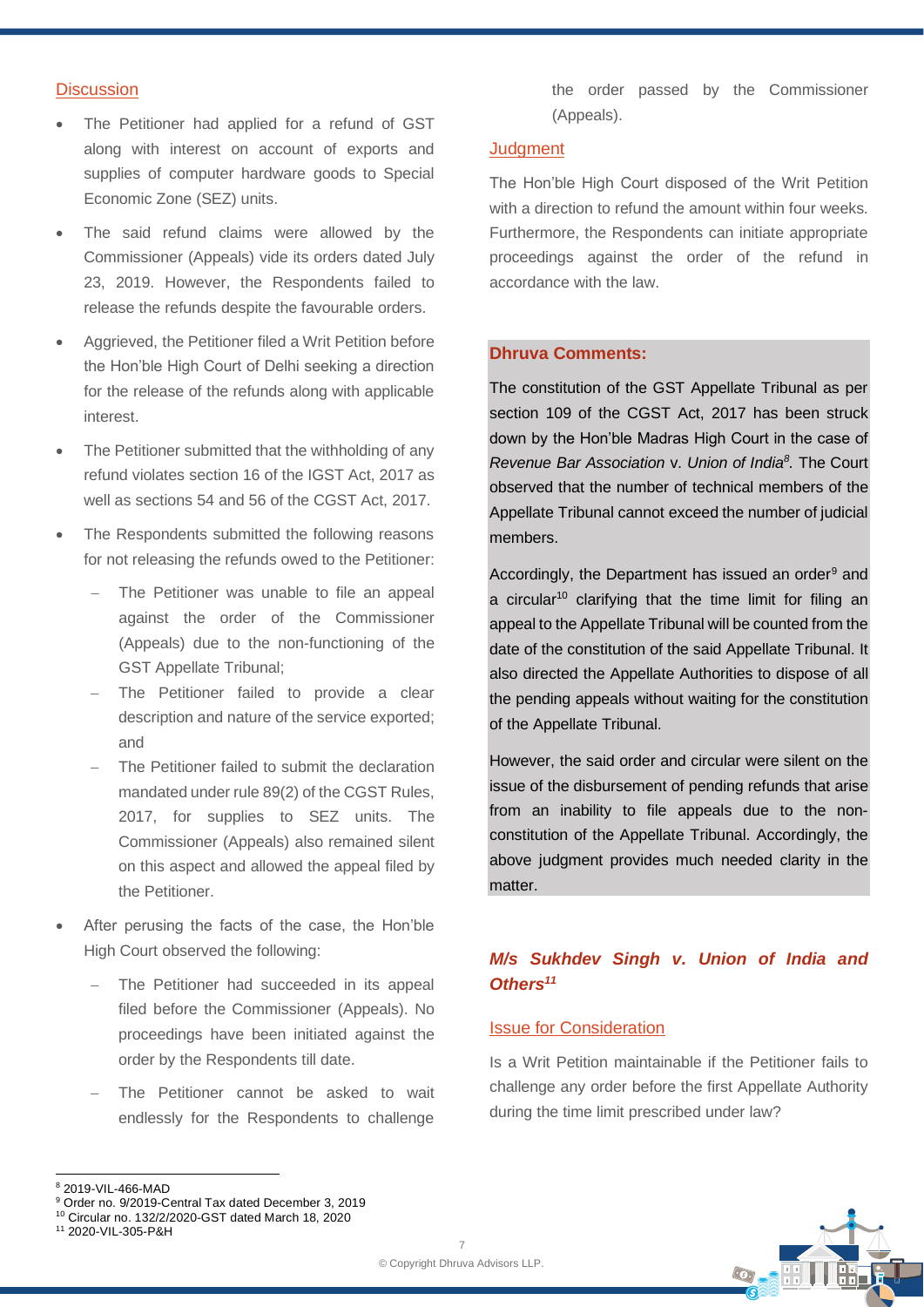## Discussion

- The Petitioner had applied for a refund of GST along with interest on account of exports and supplies of computer hardware goods to Special Economic Zone (SEZ) units.
- The said refund claims were allowed by the Commissioner (Appeals) vide its orders dated July 23, 2019. However, the Respondents failed to release the refunds despite the favourable orders.
- Aggrieved, the Petitioner filed a Writ Petition before the Hon'ble High Court of Delhi seeking a direction for the release of the refunds along with applicable interest.
- The Petitioner submitted that the withholding of any refund violates section 16 of the IGST Act, 2017 as well as sections 54 and 56 of the CGST Act, 2017.
- The Respondents submitted the following reasons for not releasing the refunds owed to the Petitioner:
  - The Petitioner was unable to file an appeal against the order of the Commissioner (Appeals) due to the non-functioning of the GST Appellate Tribunal;
  - The Petitioner failed to provide a clear description and nature of the service exported; and
  - The Petitioner failed to submit the declaration mandated under rule 89(2) of the CGST Rules, 2017, for supplies to SEZ units. The Commissioner (Appeals) also remained silent on this aspect and allowed the appeal filed by the Petitioner.
- After perusing the facts of the case, the Hon'ble High Court observed the following:
  - The Petitioner had succeeded in its appeal filed before the Commissioner (Appeals). No proceedings have been initiated against the order by the Respondents till date.
  - The Petitioner cannot be asked to wait endlessly for the Respondents to challenge the order passed by the Commissioner (Appeals).

## Judgment

The Hon'ble High Court disposed of the Writ Petition with a direction to refund the amount within four weeks. Furthermore, the Respondents can initiate appropriate proceedings against the order of the refund in accordance with the law.

**Dhruva Comments:**

The constitution of the GST Appellate Tribunal as per section 109 of the CGST Act, 2017 has been struck down by the Hon'ble Madras High Court in the case of *Revenue Bar Association* v. *Union of India*[8]. The Court observed that the number of technical members of the Appellate Tribunal cannot exceed the number of judicial members.

Accordingly, the Department has issued an order[9] and a circular[10] clarifying that the time limit for filing an appeal to the Appellate Tribunal will be counted from the date of the constitution of the said Appellate Tribunal. It also directed the Appellate Authorities to dispose of all the pending appeals without waiting for the constitution of the Appellate Tribunal.

However, the said order and circular were silent on the issue of the disbursement of pending refunds that arise from an inability to file appeals due to the non-constitution of the Appellate Tribunal. Accordingly, the above judgment provides much needed clarity in the matter.

### *M/s Sukhdev Singh v. Union of India and Others*[11]

## Issue for Consideration

Is a Writ Petition maintainable if the Petitioner fails to challenge any order before the first Appellate Authority during the time limit prescribed under law?

---

[8] 2019-VIL-466-MAD
[9] Order no. 9/2019-Central Tax dated December 3, 2019
[10] Circular no. 132/2/2020-GST dated March 18, 2020
[11] 2020-VIL-305-P&H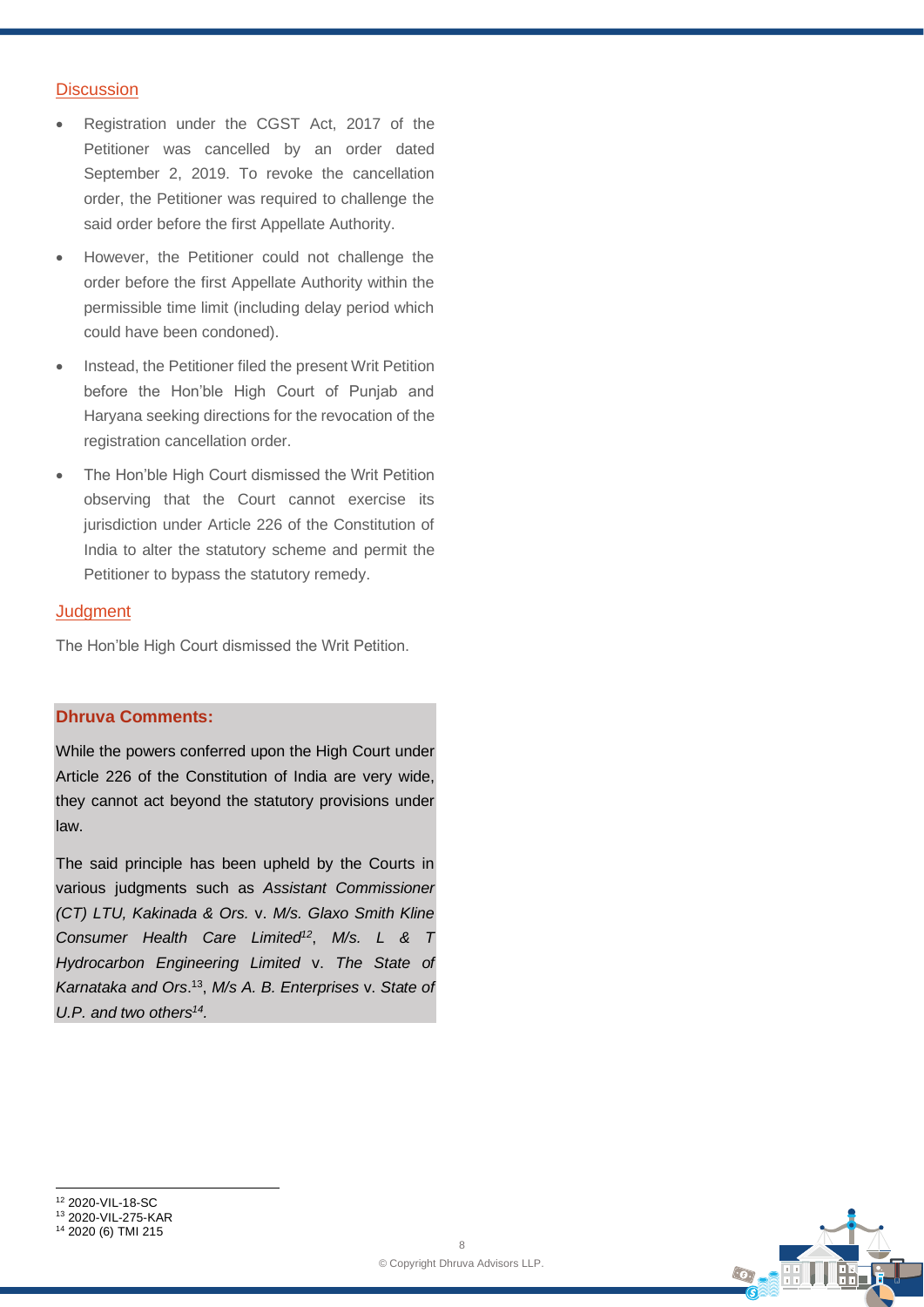### Discussion

- Registration under the CGST Act, 2017 of the Petitioner was cancelled by an order dated September 2, 2019. To revoke the cancellation order, the Petitioner was required to challenge the said order before the first Appellate Authority.
- However, the Petitioner could not challenge the order before the first Appellate Authority within the permissible time limit (including delay period which could have been condoned).
- Instead, the Petitioner filed the present Writ Petition before the Hon'ble High Court of Punjab and Haryana seeking directions for the revocation of the registration cancellation order.
- The Hon'ble High Court dismissed the Writ Petition observing that the Court cannot exercise its jurisdiction under Article 226 of the Constitution of India to alter the statutory scheme and permit the Petitioner to bypass the statutory remedy.

### Judgment

The Hon'ble High Court dismissed the Writ Petition.

**Dhruva Comments:**

While the powers conferred upon the High Court under Article 226 of the Constitution of India are very wide, they cannot act beyond the statutory provisions under law.

The said principle has been upheld by the Courts in various judgments such as *Assistant Commissioner (CT) LTU, Kakinada & Ors.* v. *M/s. Glaxo Smith Kline Consumer Health Care Limited*[12], *M/s. L & T Hydrocarbon Engineering Limited* v. *The State of Karnataka and Ors*.[13], *M/s A. B. Enterprises* v. *State of U.P. and two others*[14].

---

[12] 2020-VIL-18-SC
[13] 2020-VIL-275-KAR
[14] 2020 (6) TMI 215

© Copyright Dhruva Advisors LLP.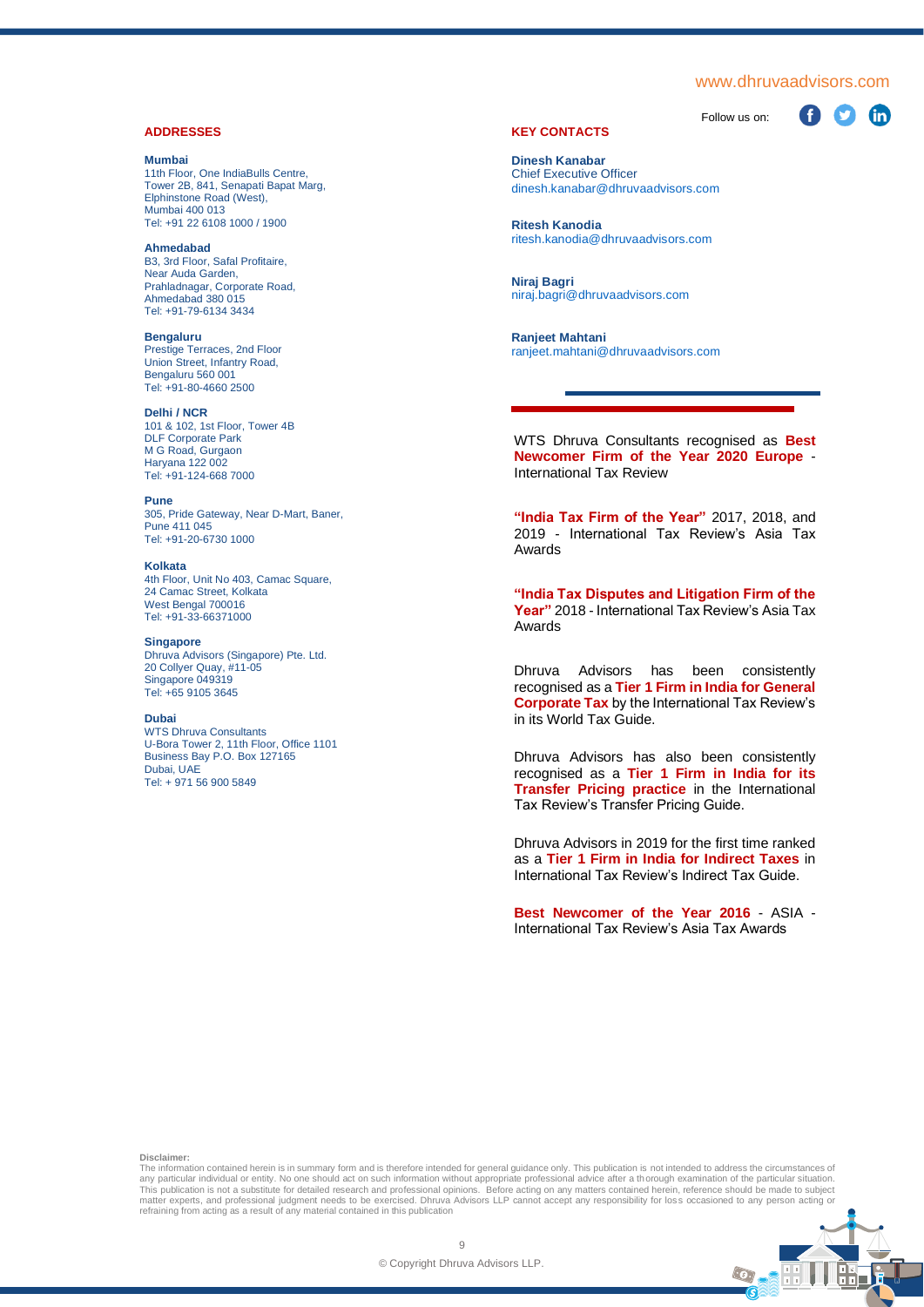www.dhruvaadvisors.com

Follow us on:

## ADDRESSES

**Mumbai**
11th Floor, One IndiaBulls Centre,
Tower 2B, 841, Senapati Bapat Marg,
Elphinstone Road (West),
Mumbai 400 013
Tel: +91 22 6108 1000 / 1900

**Ahmedabad**
B3, 3rd Floor, Safal Profitaire,
Near Auda Garden,
Prahladnagar, Corporate Road,
Ahmedabad 380 015
Tel: +91-79-6134 3434

**Bengaluru**
Prestige Terraces, 2nd Floor
Union Street, Infantry Road,
Bengaluru 560 001
Tel: +91-80-4660 2500

**Delhi / NCR**
101 & 102, 1st Floor, Tower 4B
DLF Corporate Park
M G Road, Gurgaon
Haryana 122 002
Tel: +91-124-668 7000

**Pune**
305, Pride Gateway, Near D-Mart, Baner,
Pune 411 045
Tel: +91-20-6730 1000

**Kolkata**
4th Floor, Unit No 403, Camac Square,
24 Camac Street, Kolkata
West Bengal 700016
Tel: +91-33-66371000

**Singapore**
Dhruva Advisors (Singapore) Pte. Ltd.
20 Collyer Quay, #11-05
Singapore 049319
Tel: +65 9105 3645

**Dubai**
WTS Dhruva Consultants
U-Bora Tower 2, 11th Floor, Office 1101
Business Bay P.O. Box 127165
Dubai, UAE
Tel: + 971 56 900 5849

## KEY CONTACTS

**Dinesh Kanabar**
Chief Executive Officer
dinesh.kanabar@dhruvaadvisors.com

**Ritesh Kanodia**
ritesh.kanodia@dhruvaadvisors.com

**Niraj Bagri**
niraj.bagri@dhruvaadvisors.com

**Ranjeet Mahtani**
ranjeet.mahtani@dhruvaadvisors.com

WTS Dhruva Consultants recognised as **Best Newcomer Firm of the Year 2020 Europe** - International Tax Review

**"India Tax Firm of the Year"** 2017, 2018, and 2019 - International Tax Review's Asia Tax Awards

**"India Tax Disputes and Litigation Firm of the Year"** 2018 - International Tax Review's Asia Tax Awards

Dhruva Advisors has been consistently recognised as a **Tier 1 Firm in India for General Corporate Tax** by the International Tax Review's in its World Tax Guide.

Dhruva Advisors has also been consistently recognised as a **Tier 1 Firm in India for its Transfer Pricing practice** in the International Tax Review's Transfer Pricing Guide.

Dhruva Advisors in 2019 for the first time ranked as a **Tier 1 Firm in India for Indirect Taxes** in International Tax Review's Indirect Tax Guide.

**Best Newcomer of the Year 2016** - ASIA - International Tax Review's Asia Tax Awards

**Disclaimer:**
The information contained herein is in summary form and is therefore intended for general guidance only. This publication is not intended to address the circumstances of any particular individual or entity. No one should act on such information without appropriate professional advice after a thorough examination of the particular situation. This publication is not a substitute for detailed research and professional opinions. Before acting on any matters contained herein, reference should be made to subject matter experts, and professional judgment needs to be exercised. Dhruva Advisors LLP cannot accept any responsibility for loss occasioned to any person acting or refraining from acting as a result of any material contained in this publication

© Copyright Dhruva Advisors LLP.